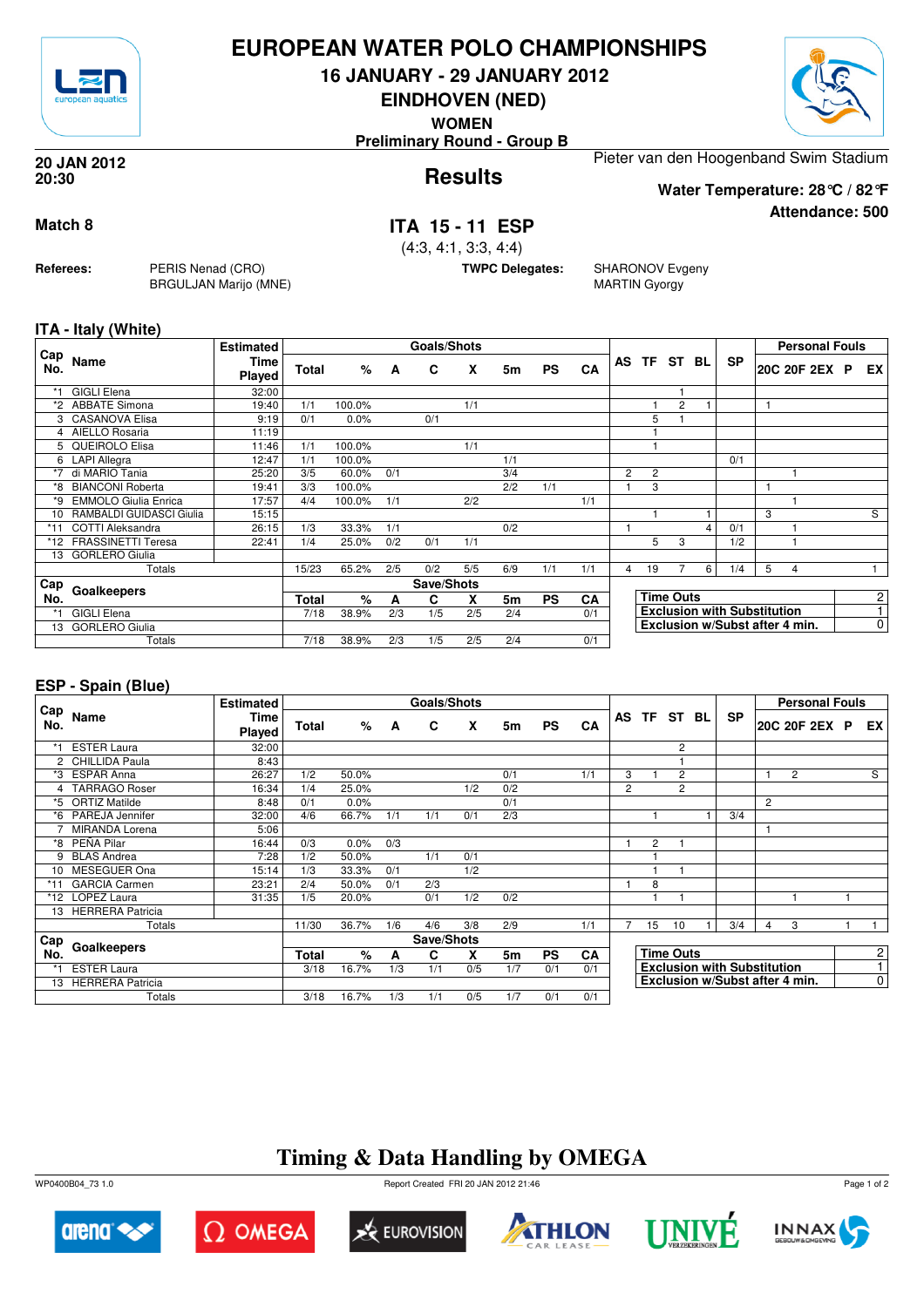# EUROPEAN WATER POLO CHAMPIONSHIPS

## 16 JANUARY - 29 JANUARY 2012

## EINDHOVEN (NED)

**WOMEN**

**Preliminary Round - Group B**

**20 JAN 2012**
**20:30**

Pieter van den Hoogenband Swim Stadium

## Results

**Water Temperature: 28°C / 82°F**

**Attendance: 500**

**Match 8**

## ITA 15 - 11 ESP

(4:3, 4:1, 3:3, 4:4)

**Referees:** PERIS Nenad (CRO), BRGULJAN Marijo (MNE)

**TWPC Delegates:** SHARONOV Evgeny, MARTIN Gyorgy

### ITA - Italy (White)

| Cap No. | Name | Estimated Time Played | Goals/Shots | | | | | | | | AS | TF | ST | BL | SP | Personal Fouls | | | | |
|---|---|---|---|---|---|---|---|---|---|---|---|---|---|---|---|---|---|---|---|---|
| | | | Total | % | A | C | X | 5m | PS | CA | | | | | | 20C | 20F | 2EX | P | EX |
| *1 | GIGLI Elena | 32:00 | | | | | | | | | | | 1 | | | | | | | |
| *2 | ABBATE Simona | 19:40 | 1/1 | 100.0% | | | 1/1 | | | | | 1 | 2 | 1 | | 1 | | | | |
| 3 | CASANOVA Elisa | 9:19 | 0/1 | 0.0% | | 0/1 | | | | | | 5 | 1 | | | | | | | |
| 4 | AIELLO Rosaria | 11:19 | | | | | | | | | | 1 | | | | | | | | |
| 5 | QUEIROLO Elisa | 11:46 | 1/1 | 100.0% | | | 1/1 | | | | | 1 | | | | | | | | |
| 6 | LAPI Allegra | 12:47 | 1/1 | 100.0% | | | | 1/1 | | | | | | | 0/1 | | | | | |
| *7 | di MARIO Tania | 25:20 | 3/5 | 60.0% | 0/1 | | | 3/4 | | | 2 | 2 | | | | | 1 | | | |
| *8 | BIANCONI Roberta | 19:41 | 3/3 | 100.0% | | | | 2/2 | 1/1 | | 1 | 3 | | | | 1 | | | | |
| *9 | EMMOLO Giulia Enrica | 17:57 | 4/4 | 100.0% | 1/1 | | 2/2 | | | 1/1 | | | | | | | 1 | | | |
| 10 | RAMBALDI GUIDASCI Giulia | 15:15 | | | | | | | | | | 1 | | 1 | | 3 | | | | S |
| *11 | COTTI Aleksandra | 26:15 | 1/3 | 33.3% | 1/1 | | | 0/2 | | | 1 | | | 4 | 0/1 | | 1 | | | |
| *12 | FRASSINETTI Teresa | 22:41 | 1/4 | 25.0% | 0/2 | 0/1 | 1/1 | | | | | 5 | 3 | | 1/2 | | 1 | | | |
| 13 | GORLERO Giulia | | | | | | | | | | | | | | | | | | | |
| | Totals | | 15/23 | 65.2% | 2/5 | 0/2 | 5/5 | 6/9 | 1/1 | 1/1 | 4 | 19 | 7 | 6 | 1/4 | 5 | 4 | | | 1 |

| Cap No. | Goalkeepers | Save/Shots | | | | | | | |
|---|---|---|---|---|---|---|---|---|---|
| | | Total | % | A | C | X | 5m | PS | CA |
| *1 | GIGLI Elena | 7/18 | 38.9% | 2/3 | 1/5 | 2/5 | 2/4 | | 0/1 |
| 13 | GORLERO Giulia | | | | | | | | |
| | Totals | 7/18 | 38.9% | 2/3 | 1/5 | 2/5 | 2/4 | | 0/1 |

| | |
|---|---|
| Time Outs | 2 |
| Exclusion with Substitution | 1 |
| Exclusion w/Subst after 4 min. | 0 |

### ESP - Spain (Blue)

| Cap No. | Name | Estimated Time Played | Goals/Shots | | | | | | | | AS | TF | ST | BL | SP | Personal Fouls | | | | |
|---|---|---|---|---|---|---|---|---|---|---|---|---|---|---|---|---|---|---|---|---|
| | | | Total | % | A | C | X | 5m | PS | CA | | | | | | 20C | 20F | 2EX | P | EX |
| *1 | ESTER Laura | 32:00 | | | | | | | | | | | 2 | | | | | | | |
| 2 | CHILLIDA Paula | 8:43 | | | | | | | | | | | 1 | | | | | | | |
| *3 | ESPAR Anna | 26:27 | 1/2 | 50.0% | | | | 0/1 | | 1/1 | 3 | 1 | 2 | | | 1 | 2 | | | S |
| 4 | TARRAGO Roser | 16:34 | 1/4 | 25.0% | | | 1/2 | 0/2 | | | 2 | | 2 | | | | | | | |
| *5 | ORTIZ Matilde | 8:48 | 0/1 | 0.0% | | | | 0/1 | | | | | | | | 2 | | | | |
| *6 | PAREJA Jennifer | 32:00 | 4/6 | 66.7% | 1/1 | 1/1 | 0/1 | 2/3 | | | | 1 | | 1 | 3/4 | | | | | |
| 7 | MIRANDA Lorena | 5:06 | | | | | | | | | | | | | | 1 | | | | |
| *8 | PEÑA Pilar | 16:44 | 0/3 | 0.0% | 0/3 | | | | | | 1 | 2 | 1 | | | | | | | |
| 9 | BLAS Andrea | 7:28 | 1/2 | 50.0% | | 1/1 | 0/1 | | | | | 1 | | | | | | | | |
| 10 | MESEGUER Ona | 15:14 | 1/3 | 33.3% | 0/1 | | 1/2 | | | | | 1 | 1 | | | | | | | |
| *11 | GARCIA Carmen | 23:21 | 2/4 | 50.0% | 0/1 | 2/3 | | | | | 1 | 8 | | | | | | | | |
| *12 | LOPEZ Laura | 31:35 | 1/5 | 20.0% | | 0/1 | 1/2 | 0/2 | | | | 1 | 1 | | | | 1 | | 1 | |
| 13 | HERRERA Patricia | | | | | | | | | | | | | | | | | | | |
| | Totals | | 11/30 | 36.7% | 1/6 | 4/6 | 3/8 | 2/9 | | 1/1 | 7 | 15 | 10 | 1 | 3/4 | 4 | 3 | | 1 | 1 |

| Cap No. | Goalkeepers | Save/Shots | | | | | | | |
|---|---|---|---|---|---|---|---|---|---|
| | | Total | % | A | C | X | 5m | PS | CA |
| *1 | ESTER Laura | 3/18 | 16.7% | 1/3 | 1/1 | 0/5 | 1/7 | 0/1 | 0/1 |
| 13 | HERRERA Patricia | | | | | | | | |
| | Totals | 3/18 | 16.7% | 1/3 | 1/1 | 0/5 | 1/7 | 0/1 | 0/1 |

| | |
|---|---|
| Time Outs | 2 |
| Exclusion with Substitution | 1 |
| Exclusion w/Subst after 4 min. | 0 |

## Timing & Data Handling by OMEGA

WP0400B04_73 1.0 Report Created FRI 20 JAN 2012 21:46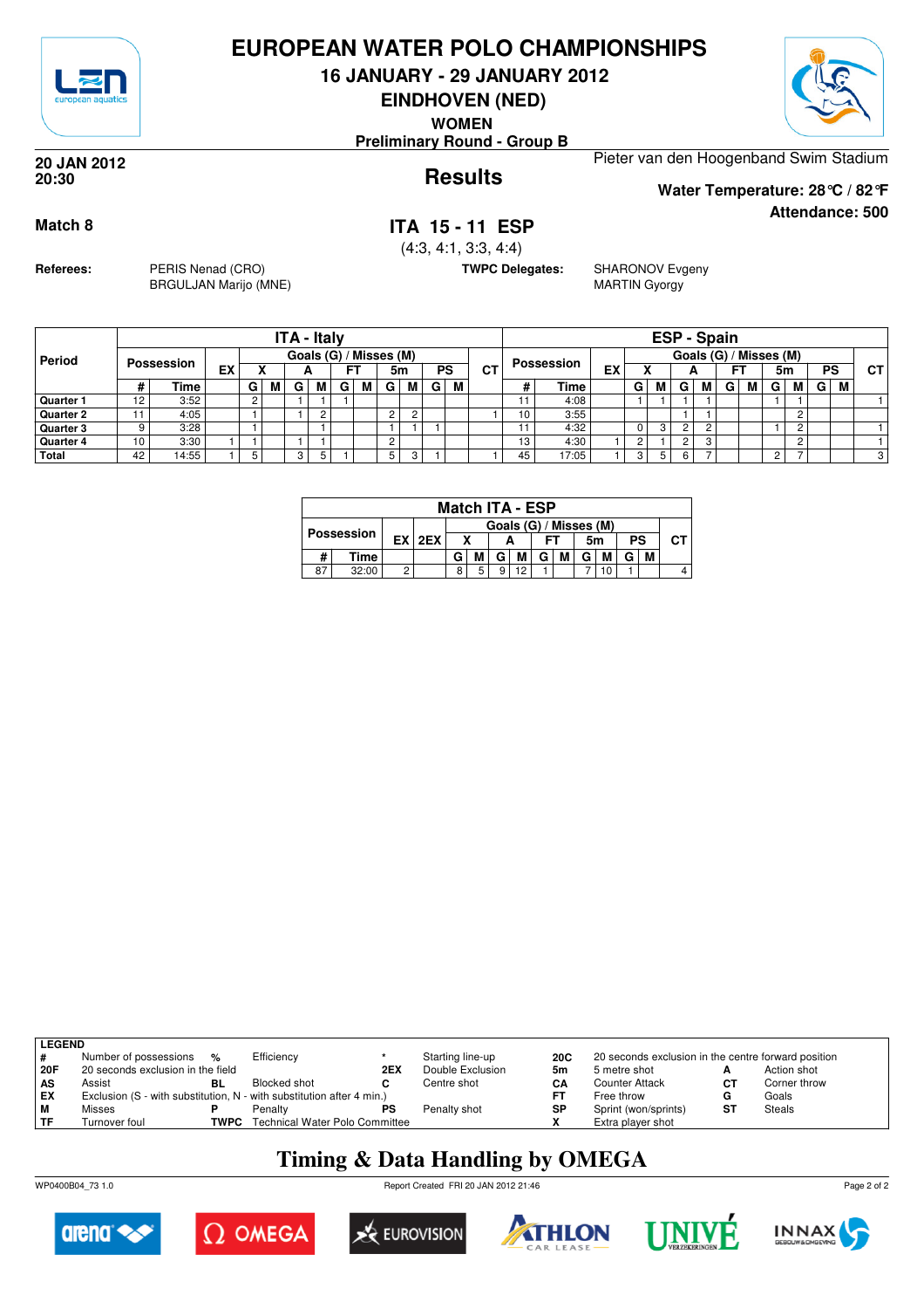# EUROPEAN WATER POLO CHAMPIONSHIPS

## 16 JANUARY - 29 JANUARY 2012

## EINDHOVEN (NED)

**WOMEN**

**Preliminary Round - Group B**

**20 JAN 2012**
**20:30**

## Results

Pieter van den Hoogenband Swim Stadium

**Water Temperature: 28°C / 82°F**

**Attendance: 500**

**Match 8**

## ITA 15 - 11 ESP

(4:3, 4:1, 3:3, 4:4)

**Referees:** PERIS Nenad (CRO), BRGULJAN Marijo (MNE)

**TWPC Delegates:** SHARONOV Evgeny, MARTIN Gyorgy

| Period | ITA - Italy | | | | | | | | | | | | | | ESP - Spain | | | | | | | | | | | | | |
|---|---|---|---|---|---|---|---|---|---|---|---|---|---|---|---|---|---|---|---|---|---|---|---|---|---|---|---|---|
| | Possession | | EX | Goals (G) / Misses (M) | | | | | | | | | | CT | Possession | | EX | Goals (G) / Misses (M) | | | | | | | | | | CT |
| | | | | X | | A | | FT | | 5m | | PS | | | | | | X | | A | | FT | | 5m | | PS | | |
| | # | Time | | G | M | G | M | G | M | G | M | G | M | | # | Time | | G | M | G | M | G | M | G | M | G | M | |
| Quarter 1 | 12 | 3:52 | | 2 | | 1 | 1 | 1 | | | | | | | 11 | 4:08 | | 1 | 1 | 1 | 1 | | | 1 | 1 | | | 1 |
| Quarter 2 | 11 | 4:05 | | 1 | | 1 | 2 | | | 2 | 2 | | | 1 | 10 | 3:55 | | | | 1 | 1 | | | | 2 | | | |
| Quarter 3 | 9 | 3:28 | | 1 | | | 1 | | | 1 | 1 | 1 | | | 11 | 4:32 | | 0 | 3 | 2 | 2 | | | 1 | 2 | | | 1 |
| Quarter 4 | 10 | 3:30 | 1 | 1 | | 1 | 1 | | | 2 | | | | | 13 | 4:30 | 1 | 2 | 1 | 2 | 3 | | | | 2 | | | 1 |
| Total | 42 | 14:55 | 1 | 5 | | 3 | 5 | 1 | | 5 | 3 | 1 | | 1 | 45 | 17:05 | 1 | 3 | 5 | 6 | 7 | | | 2 | 7 | | | 3 |

| Match ITA - ESP | | | | | | | | | | | | | | |
|---|---|---|---|---|---|---|---|---|---|---|---|---|---|---|
| Possession | | EX | 2EX | Goals (G) / Misses (M) | | | | | | | | | | CT |
| | | | | X | | A | | FT | | 5m | | PS | | |
| # | Time | | | G | M | G | M | G | M | G | M | G | M | |
| 87 | 32:00 | 2 | | 8 | 5 | 9 | 12 | 1 | | 7 | 10 | 1 | | 4 |

| LEGEND | | | | | | | |
|---|---|---|---|---|---|---|---|
| # | Number of possessions | % | Efficiency | * | Starting line-up | 20C | 20 seconds exclusion in the centre forward position |
| 20F | 20 seconds exclusion in the field | | | 2EX | Double Exclusion | 5m | 5 metre shot | A | Action shot |
| AS | Assist | BL | Blocked shot | C | Centre shot | CA | Counter Attack | CT | Corner throw |
| EX | Exclusion (S - with substitution, N - with substitution after 4 min.) | | | | | FT | Free throw | G | Goals |
| M | Misses | P | Penalty | PS | Penalty shot | SP | Sprint (won/sprints) | ST | Steals |
| TF | Turnover foul | TWPC | Technical Water Polo Committee | | | X | Extra player shot | | |

## Timing & Data Handling by OMEGA

WP0400B04_73 1.0 Report Created FRI 20 JAN 2012 21:46